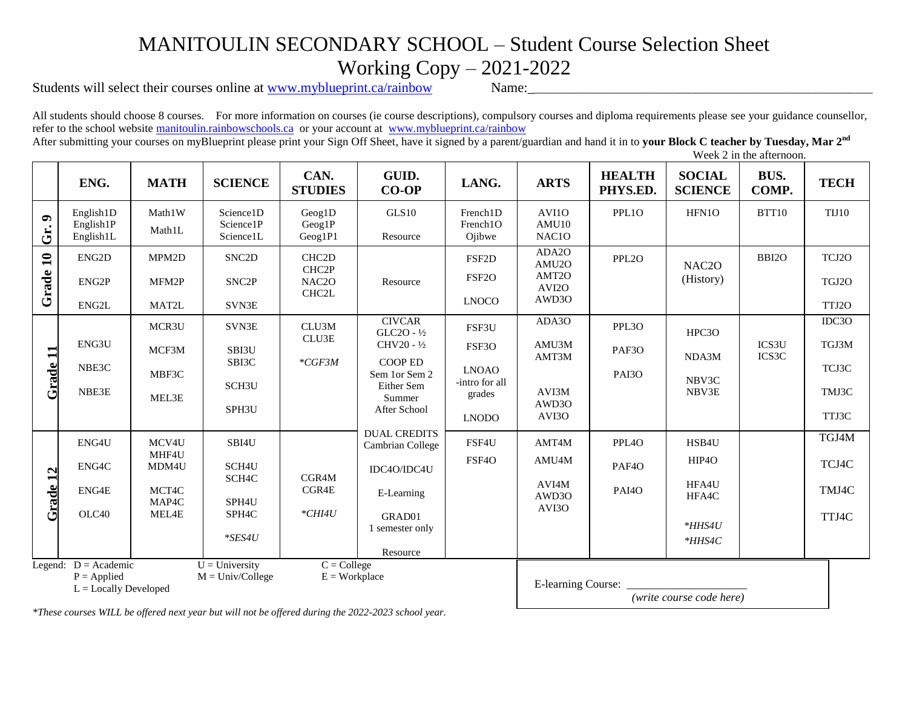# MANITOULIN SECONDARY SCHOOL – Student Course Selection Sheet

## Working Copy – 2021-2022

Students will select their courses online at www.myblueprint.ca/rainbow Name:\_\_\_\_\_\_\_\_\_\_\_\_\_\_\_\_\_\_\_\_\_\_\_\_\_\_\_\_\_\_\_\_\_\_\_\_\_\_\_\_\_\_\_\_\_\_\_\_\_\_

All students should choose 8 courses. For more information on courses (ie course descriptions), compulsory courses and diploma requirements please see your guidance counsellor, refer to the school website manitoulin.rainbowschools.ca or your account at www.myblueprint.ca/rainbow

After submitting your courses on myBlueprint please print your Sign Off Sheet, have it signed by a parent/guardian and hand it in to **your Block C teacher by Tuesday, Mar 2nd** Week 2 in the afternoon.

| | ENG. | MATH | SCIENCE | CAN. STUDIES | GUID. CO-OP | LANG. | ARTS | HEALTH PHYS.ED. | SOCIAL SCIENCE | BUS. COMP. | TECH |
|---|---|---|---|---|---|---|---|---|---|---|---|
| **Gr. 9** | English1D<br>English1P<br>English1L | Math1W<br>Math1L | Science1D<br>Science1P<br>Science1L | Geog1D<br>Geog1P<br>Geog1P1 | GLS10<br>Resource | French1D<br>French1O<br>Ojibwe | AVI1O<br>AMU10<br>NAC1O | PPL1O | HFN1O | BTT10 | TIJ10 |
| **Grade 10** | ENG2D<br>ENG2P<br>ENG2L | MPM2D<br>MFM2P<br>MAT2L | SNC2D<br>SNC2P<br>SVN3E | CHC2D<br>CHC2P<br>NAC2O<br>CHC2L | Resource | FSF2D<br>FSF2O<br>LNOCO | ADA2O<br>AMU2O<br>AMT2O<br>AVI2O<br>AWD3O | PPL2O | NAC2O (History) | BBI2O | TCJ2O<br>TGJ2O<br>TTJ2O |
| **Grade 11** | ENG3U<br>NBE3C<br>NBE3E | MCR3U<br>MCF3M<br>MBF3C<br>MEL3E | SVN3E<br>SBI3U<br>SBI3C<br>SCH3U<br>SPH3U | CLU3M<br>CLU3E<br>*CGF3M* | CIVCAR<br>GLC2O - ½<br>CHV20 - ½<br>COOP ED<br>Sem 1or Sem 2<br>Either Sem<br>Summer<br>After School | FSF3U<br>FSF3O<br>LNOAO<br>-intro for all grades<br>LNODO | ADA3O<br>AMU3M<br>AMT3M<br>AVI3M<br>AWD3O<br>AVI3O | PPL3O<br>PAF3O<br>PAI3O | HPC3O<br>NDA3M<br>NBV3C<br>NBV3E | ICS3U<br>ICS3C | IDC3O<br>TGJ3M<br>TCJ3C<br>TMJ3C<br>TTJ3C |
| **Grade 12** | ENG4U<br>ENG4C<br>ENG4E<br>OLC40 | MCV4U<br>MHF4U<br>MDM4U<br>MCT4C<br>MAP4C<br>MEL4E | SBI4U<br>SCH4U<br>SCH4C<br>SPH4U<br>SPH4C<br>*SES4U | CGR4M<br>CGR4E<br>*CHI4U | DUAL CREDITS Cambrian College<br>IDC4O/IDC4U<br>E-Learning<br>GRAD01<br>1 semester only<br>Resource | FSF4U<br>FSF4O | AMT4M<br>AMU4M<br>AVI4M<br>AWD3O<br>AVI3O | PPL4O<br>PAF4O<br>PAI4O | HSB4U<br>HIP4O<br>HFA4U<br>HFA4C<br>*HHS4U<br>*HHS4C | | TGJ4M<br>TCJ4C<br>TMJ4C<br>TTJ4C |

Legend:
- D = Academic
- P = Applied
- L = Locally Developed
- U = University
- M = Univ/College
- C = College
- E = Workplace

E-learning Course: \_\_\_\_\_\_\_\_\_\_\_\_\_\_\_\_\_\_\_\_ *(write course code here)*

*\*These courses WILL be offered next year but will not be offered during the 2022-2023 school year.*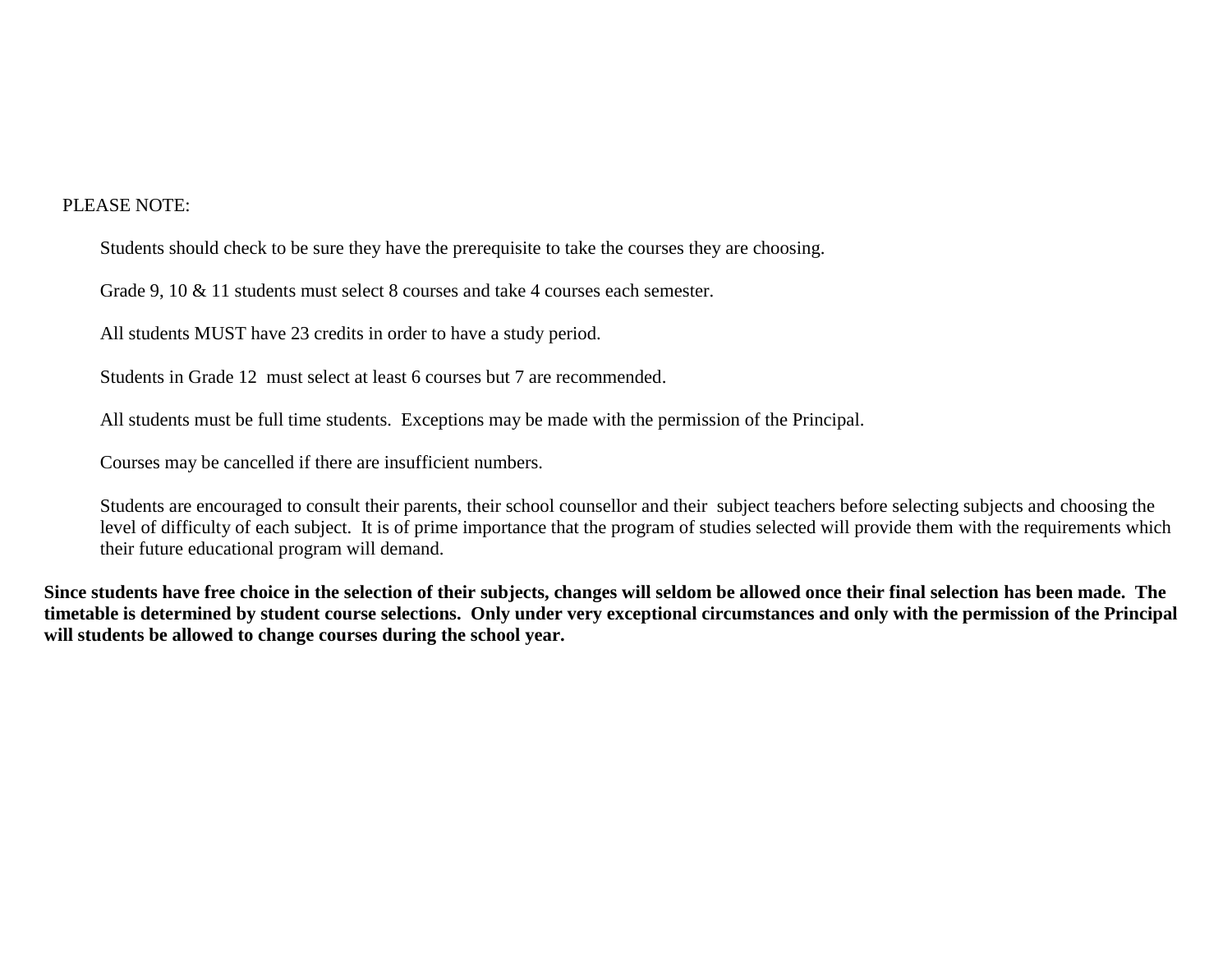PLEASE NOTE:

Students should check to be sure they have the prerequisite to take the courses they are choosing.

Grade 9, 10 & 11 students must select 8 courses and take 4 courses each semester.

All students MUST have 23 credits in order to have a study period.

Students in Grade 12 must select at least 6 courses but 7 are recommended.

All students must be full time students. Exceptions may be made with the permission of the Principal.

Courses may be cancelled if there are insufficient numbers.

Students are encouraged to consult their parents, their school counsellor and their subject teachers before selecting subjects and choosing the level of difficulty of each subject. It is of prime importance that the program of studies selected will provide them with the requirements which their future educational program will demand.

**Since students have free choice in the selection of their subjects, changes will seldom be allowed once their final selection has been made. The timetable is determined by student course selections. Only under very exceptional circumstances and only with the permission of the Principal will students be allowed to change courses during the school year.**